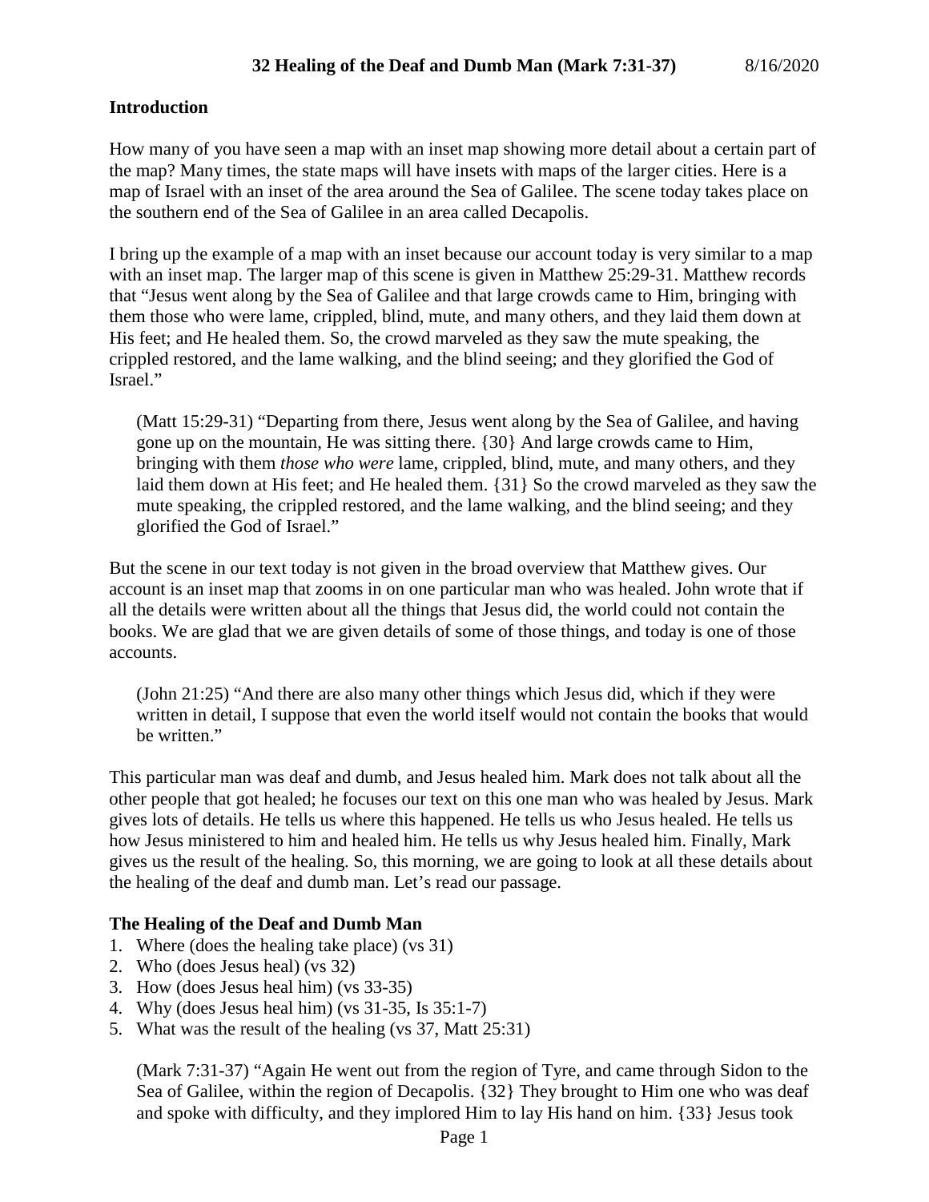# 32 Healing of the Deaf and Dumb Man (Mark 7:31-37)

8/16/2020

## Introduction

How many of you have seen a map with an inset map showing more detail about a certain part of the map? Many times, the state maps will have insets with maps of the larger cities. Here is a map of Israel with an inset of the area around the Sea of Galilee. The scene today takes place on the southern end of the Sea of Galilee in an area called Decapolis.

I bring up the example of a map with an inset because our account today is very similar to a map with an inset map. The larger map of this scene is given in Matthew 25:29-31. Matthew records that "Jesus went along by the Sea of Galilee and that large crowds came to Him, bringing with them those who were lame, crippled, blind, mute, and many others, and they laid them down at His feet; and He healed them. So, the crowd marveled as they saw the mute speaking, the crippled restored, and the lame walking, and the blind seeing; and they glorified the God of Israel."

> (Matt 15:29-31) "Departing from there, Jesus went along by the Sea of Galilee, and having gone up on the mountain, He was sitting there. {30} And large crowds came to Him, bringing with them *those who were* lame, crippled, blind, mute, and many others, and they laid them down at His feet; and He healed them. {31} So the crowd marveled as they saw the mute speaking, the crippled restored, and the lame walking, and the blind seeing; and they glorified the God of Israel."

But the scene in our text today is not given in the broad overview that Matthew gives. Our account is an inset map that zooms in on one particular man who was healed. John wrote that if all the details were written about all the things that Jesus did, the world could not contain the books. We are glad that we are given details of some of those things, and today is one of those accounts.

> (John 21:25) "And there are also many other things which Jesus did, which if they were written in detail, I suppose that even the world itself would not contain the books that would be written."

This particular man was deaf and dumb, and Jesus healed him. Mark does not talk about all the other people that got healed; he focuses our text on this one man who was healed by Jesus. Mark gives lots of details. He tells us where this happened. He tells us who Jesus healed. He tells us how Jesus ministered to him and healed him. He tells us why Jesus healed him. Finally, Mark gives us the result of the healing. So, this morning, we are going to look at all these details about the healing of the deaf and dumb man. Let's read our passage.

## The Healing of the Deaf and Dumb Man

1. Where (does the healing take place) (vs 31)
2. Who (does Jesus heal) (vs 32)
3. How (does Jesus heal him) (vs 33-35)
4. Why (does Jesus heal him) (vs 31-35, Is 35:1-7)
5. What was the result of the healing (vs 37, Matt 25:31)

> (Mark 7:31-37) "Again He went out from the region of Tyre, and came through Sidon to the Sea of Galilee, within the region of Decapolis. {32} They brought to Him one who was deaf and spoke with difficulty, and they implored Him to lay His hand on him. {33} Jesus took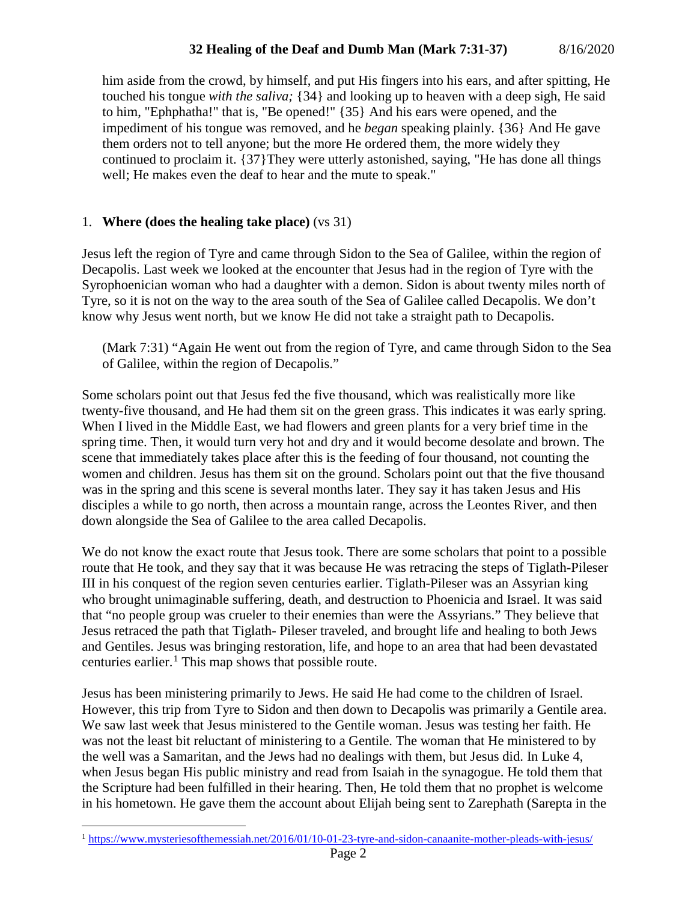him aside from the crowd, by himself, and put His fingers into his ears, and after spitting, He touched his tongue *with the saliva;* {34} and looking up to heaven with a deep sigh, He said to him, "Ephphatha!" that is, "Be opened!" {35} And his ears were opened, and the impediment of his tongue was removed, and he *began* speaking plainly. {36} And He gave them orders not to tell anyone; but the more He ordered them, the more widely they continued to proclaim it. {37}They were utterly astonished, saying, "He has done all things well; He makes even the deaf to hear and the mute to speak."

1. **Where (does the healing take place)** (vs 31)

Jesus left the region of Tyre and came through Sidon to the Sea of Galilee, within the region of Decapolis. Last week we looked at the encounter that Jesus had in the region of Tyre with the Syrophoenician woman who had a daughter with a demon. Sidon is about twenty miles north of Tyre, so it is not on the way to the area south of the Sea of Galilee called Decapolis. We don't know why Jesus went north, but we know He did not take a straight path to Decapolis.

> (Mark 7:31) "Again He went out from the region of Tyre, and came through Sidon to the Sea of Galilee, within the region of Decapolis."

Some scholars point out that Jesus fed the five thousand, which was realistically more like twenty-five thousand, and He had them sit on the green grass. This indicates it was early spring. When I lived in the Middle East, we had flowers and green plants for a very brief time in the spring time. Then, it would turn very hot and dry and it would become desolate and brown. The scene that immediately takes place after this is the feeding of four thousand, not counting the women and children. Jesus has them sit on the ground. Scholars point out that the five thousand was in the spring and this scene is several months later. They say it has taken Jesus and His disciples a while to go north, then across a mountain range, across the Leontes River, and then down alongside the Sea of Galilee to the area called Decapolis.

We do not know the exact route that Jesus took. There are some scholars that point to a possible route that He took, and they say that it was because He was retracing the steps of Tiglath-Pileser III in his conquest of the region seven centuries earlier. Tiglath-Pileser was an Assyrian king who brought unimaginable suffering, death, and destruction to Phoenicia and Israel. It was said that "no people group was crueler to their enemies than were the Assyrians." They believe that Jesus retraced the path that Tiglath- Pileser traveled, and brought life and healing to both Jews and Gentiles. Jesus was bringing restoration, life, and hope to an area that had been devastated centuries earlier.[1] This map shows that possible route.

Jesus has been ministering primarily to Jews. He said He had come to the children of Israel. However, this trip from Tyre to Sidon and then down to Decapolis was primarily a Gentile area. We saw last week that Jesus ministered to the Gentile woman. Jesus was testing her faith. He was not the least bit reluctant of ministering to a Gentile. The woman that He ministered to by the well was a Samaritan, and the Jews had no dealings with them, but Jesus did. In Luke 4, when Jesus began His public ministry and read from Isaiah in the synagogue. He told them that the Scripture had been fulfilled in their hearing. Then, He told them that no prophet is welcome in his hometown. He gave them the account about Elijah being sent to Zarephath (Sarepta in the

[1] https://www.mysteriesofthemessiah.net/2016/01/10-01-23-tyre-and-sidon-canaanite-mother-pleads-with-jesus/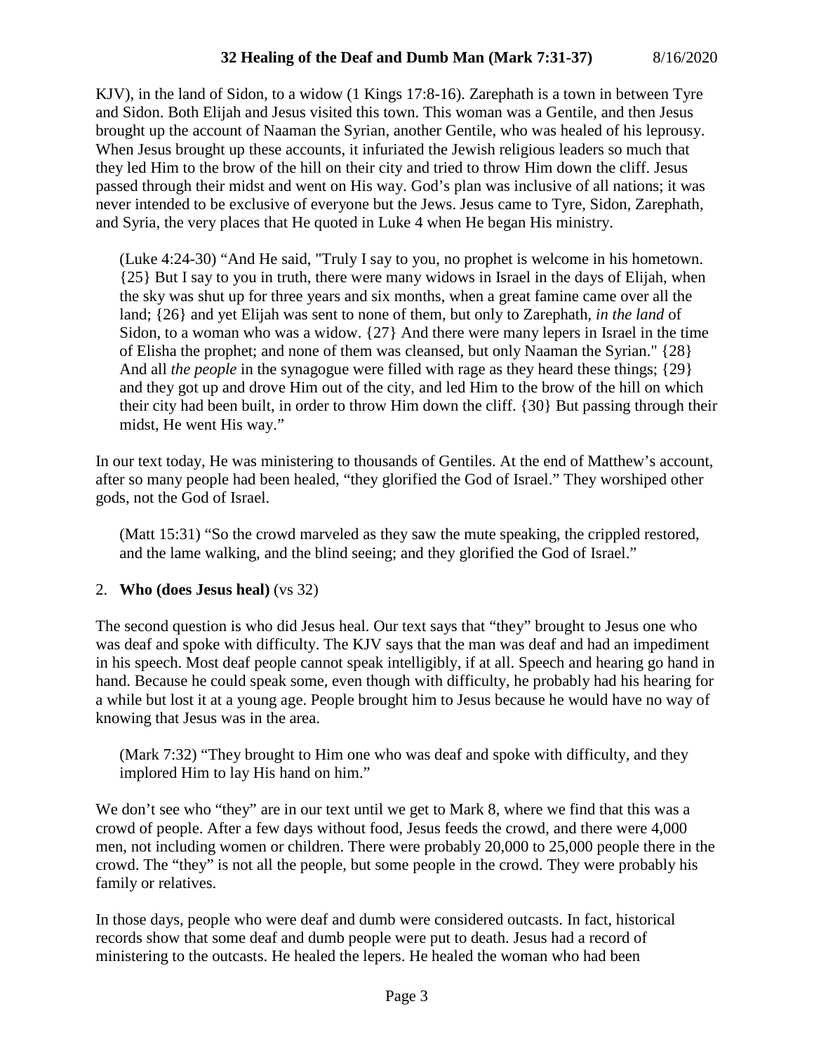KJV), in the land of Sidon, to a widow (1 Kings 17:8-16). Zarephath is a town in between Tyre and Sidon. Both Elijah and Jesus visited this town. This woman was a Gentile, and then Jesus brought up the account of Naaman the Syrian, another Gentile, who was healed of his leprousy. When Jesus brought up these accounts, it infuriated the Jewish religious leaders so much that they led Him to the brow of the hill on their city and tried to throw Him down the cliff. Jesus passed through their midst and went on His way. God's plan was inclusive of all nations; it was never intended to be exclusive of everyone but the Jews. Jesus came to Tyre, Sidon, Zarephath, and Syria, the very places that He quoted in Luke 4 when He began His ministry.

> (Luke 4:24-30) "And He said, "Truly I say to you, no prophet is welcome in his hometown. {25} But I say to you in truth, there were many widows in Israel in the days of Elijah, when the sky was shut up for three years and six months, when a great famine came over all the land; {26} and yet Elijah was sent to none of them, but only to Zarephath, *in the land* of Sidon, to a woman who was a widow. {27} And there were many lepers in Israel in the time of Elisha the prophet; and none of them was cleansed, but only Naaman the Syrian." {28} And all *the people* in the synagogue were filled with rage as they heard these things; {29} and they got up and drove Him out of the city, and led Him to the brow of the hill on which their city had been built, in order to throw Him down the cliff. {30} But passing through their midst, He went His way."

In our text today, He was ministering to thousands of Gentiles. At the end of Matthew's account, after so many people had been healed, "they glorified the God of Israel." They worshiped other gods, not the God of Israel.

> (Matt 15:31) "So the crowd marveled as they saw the mute speaking, the crippled restored, and the lame walking, and the blind seeing; and they glorified the God of Israel."

2. **Who (does Jesus heal)** (vs 32)

The second question is who did Jesus heal. Our text says that "they" brought to Jesus one who was deaf and spoke with difficulty. The KJV says that the man was deaf and had an impediment in his speech. Most deaf people cannot speak intelligibly, if at all. Speech and hearing go hand in hand. Because he could speak some, even though with difficulty, he probably had his hearing for a while but lost it at a young age. People brought him to Jesus because he would have no way of knowing that Jesus was in the area.

> (Mark 7:32) "They brought to Him one who was deaf and spoke with difficulty, and they implored Him to lay His hand on him."

We don't see who "they" are in our text until we get to Mark 8, where we find that this was a crowd of people. After a few days without food, Jesus feeds the crowd, and there were 4,000 men, not including women or children. There were probably 20,000 to 25,000 people there in the crowd. The "they" is not all the people, but some people in the crowd. They were probably his family or relatives.

In those days, people who were deaf and dumb were considered outcasts. In fact, historical records show that some deaf and dumb people were put to death. Jesus had a record of ministering to the outcasts. He healed the lepers. He healed the woman who had been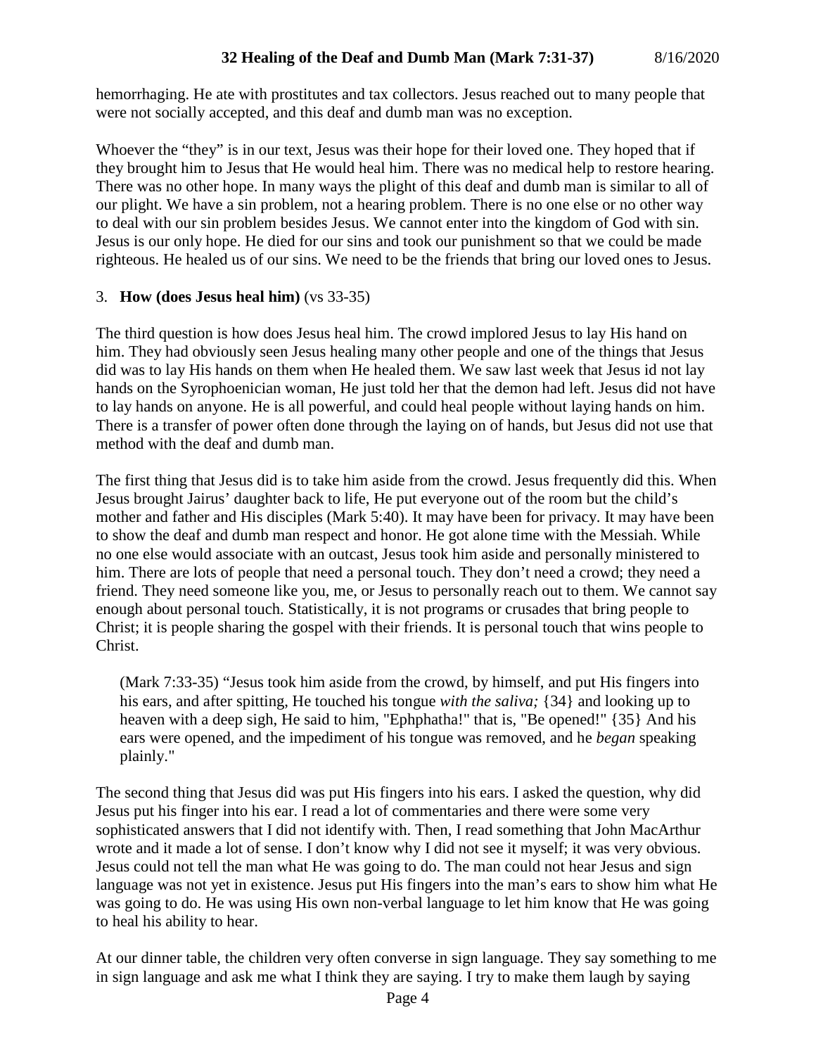hemorrhaging. He ate with prostitutes and tax collectors. Jesus reached out to many people that were not socially accepted, and this deaf and dumb man was no exception.

Whoever the "they" is in our text, Jesus was their hope for their loved one. They hoped that if they brought him to Jesus that He would heal him. There was no medical help to restore hearing. There was no other hope. In many ways the plight of this deaf and dumb man is similar to all of our plight. We have a sin problem, not a hearing problem. There is no one else or no other way to deal with our sin problem besides Jesus. We cannot enter into the kingdom of God with sin. Jesus is our only hope. He died for our sins and took our punishment so that we could be made righteous. He healed us of our sins. We need to be the friends that bring our loved ones to Jesus.

3. **How (does Jesus heal him)** (vs 33-35)

The third question is how does Jesus heal him. The crowd implored Jesus to lay His hand on him. They had obviously seen Jesus healing many other people and one of the things that Jesus did was to lay His hands on them when He healed them. We saw last week that Jesus id not lay hands on the Syrophoenician woman, He just told her that the demon had left. Jesus did not have to lay hands on anyone. He is all powerful, and could heal people without laying hands on him. There is a transfer of power often done through the laying on of hands, but Jesus did not use that method with the deaf and dumb man.

The first thing that Jesus did is to take him aside from the crowd. Jesus frequently did this. When Jesus brought Jairus' daughter back to life, He put everyone out of the room but the child's mother and father and His disciples (Mark 5:40). It may have been for privacy. It may have been to show the deaf and dumb man respect and honor. He got alone time with the Messiah. While no one else would associate with an outcast, Jesus took him aside and personally ministered to him. There are lots of people that need a personal touch. They don't need a crowd; they need a friend. They need someone like you, me, or Jesus to personally reach out to them. We cannot say enough about personal touch. Statistically, it is not programs or crusades that bring people to Christ; it is people sharing the gospel with their friends. It is personal touch that wins people to Christ.

> (Mark 7:33-35) "Jesus took him aside from the crowd, by himself, and put His fingers into his ears, and after spitting, He touched his tongue *with the saliva;* {34} and looking up to heaven with a deep sigh, He said to him, "Ephphatha!" that is, "Be opened!" {35} And his ears were opened, and the impediment of his tongue was removed, and he *began* speaking plainly."

The second thing that Jesus did was put His fingers into his ears. I asked the question, why did Jesus put his finger into his ear. I read a lot of commentaries and there were some very sophisticated answers that I did not identify with. Then, I read something that John MacArthur wrote and it made a lot of sense. I don't know why I did not see it myself; it was very obvious. Jesus could not tell the man what He was going to do. The man could not hear Jesus and sign language was not yet in existence. Jesus put His fingers into the man's ears to show him what He was going to do. He was using His own non-verbal language to let him know that He was going to heal his ability to hear.

At our dinner table, the children very often converse in sign language. They say something to me in sign language and ask me what I think they are saying. I try to make them laugh by saying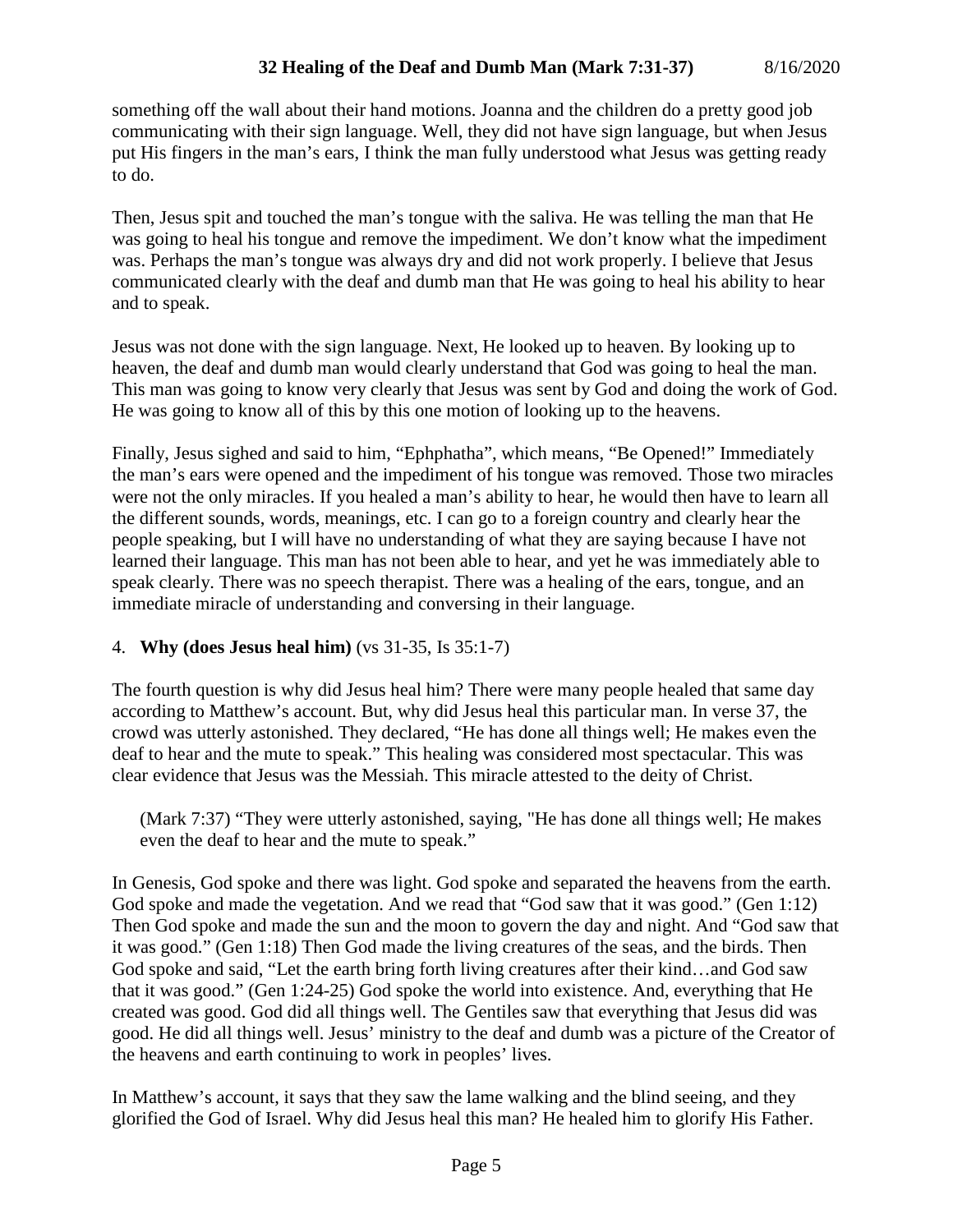something off the wall about their hand motions. Joanna and the children do a pretty good job communicating with their sign language. Well, they did not have sign language, but when Jesus put His fingers in the man's ears, I think the man fully understood what Jesus was getting ready to do.

Then, Jesus spit and touched the man's tongue with the saliva. He was telling the man that He was going to heal his tongue and remove the impediment. We don't know what the impediment was. Perhaps the man's tongue was always dry and did not work properly. I believe that Jesus communicated clearly with the deaf and dumb man that He was going to heal his ability to hear and to speak.

Jesus was not done with the sign language. Next, He looked up to heaven. By looking up to heaven, the deaf and dumb man would clearly understand that God was going to heal the man. This man was going to know very clearly that Jesus was sent by God and doing the work of God. He was going to know all of this by this one motion of looking up to the heavens.

Finally, Jesus sighed and said to him, "Ephphatha", which means, "Be Opened!" Immediately the man's ears were opened and the impediment of his tongue was removed. Those two miracles were not the only miracles. If you healed a man's ability to hear, he would then have to learn all the different sounds, words, meanings, etc. I can go to a foreign country and clearly hear the people speaking, but I will have no understanding of what they are saying because I have not learned their language. This man has not been able to hear, and yet he was immediately able to speak clearly. There was no speech therapist. There was a healing of the ears, tongue, and an immediate miracle of understanding and conversing in their language.

4. **Why (does Jesus heal him)** (vs 31-35, Is 35:1-7)

The fourth question is why did Jesus heal him? There were many people healed that same day according to Matthew's account. But, why did Jesus heal this particular man. In verse 37, the crowd was utterly astonished. They declared, "He has done all things well; He makes even the deaf to hear and the mute to speak." This healing was considered most spectacular. This was clear evidence that Jesus was the Messiah. This miracle attested to the deity of Christ.

> (Mark 7:37) "They were utterly astonished, saying, "He has done all things well; He makes even the deaf to hear and the mute to speak."

In Genesis, God spoke and there was light. God spoke and separated the heavens from the earth. God spoke and made the vegetation. And we read that "God saw that it was good." (Gen 1:12) Then God spoke and made the sun and the moon to govern the day and night. And "God saw that it was good." (Gen 1:18) Then God made the living creatures of the seas, and the birds. Then God spoke and said, "Let the earth bring forth living creatures after their kind…and God saw that it was good." (Gen 1:24-25) God spoke the world into existence. And, everything that He created was good. God did all things well. The Gentiles saw that everything that Jesus did was good. He did all things well. Jesus' ministry to the deaf and dumb was a picture of the Creator of the heavens and earth continuing to work in peoples' lives.

In Matthew's account, it says that they saw the lame walking and the blind seeing, and they glorified the God of Israel. Why did Jesus heal this man? He healed him to glorify His Father.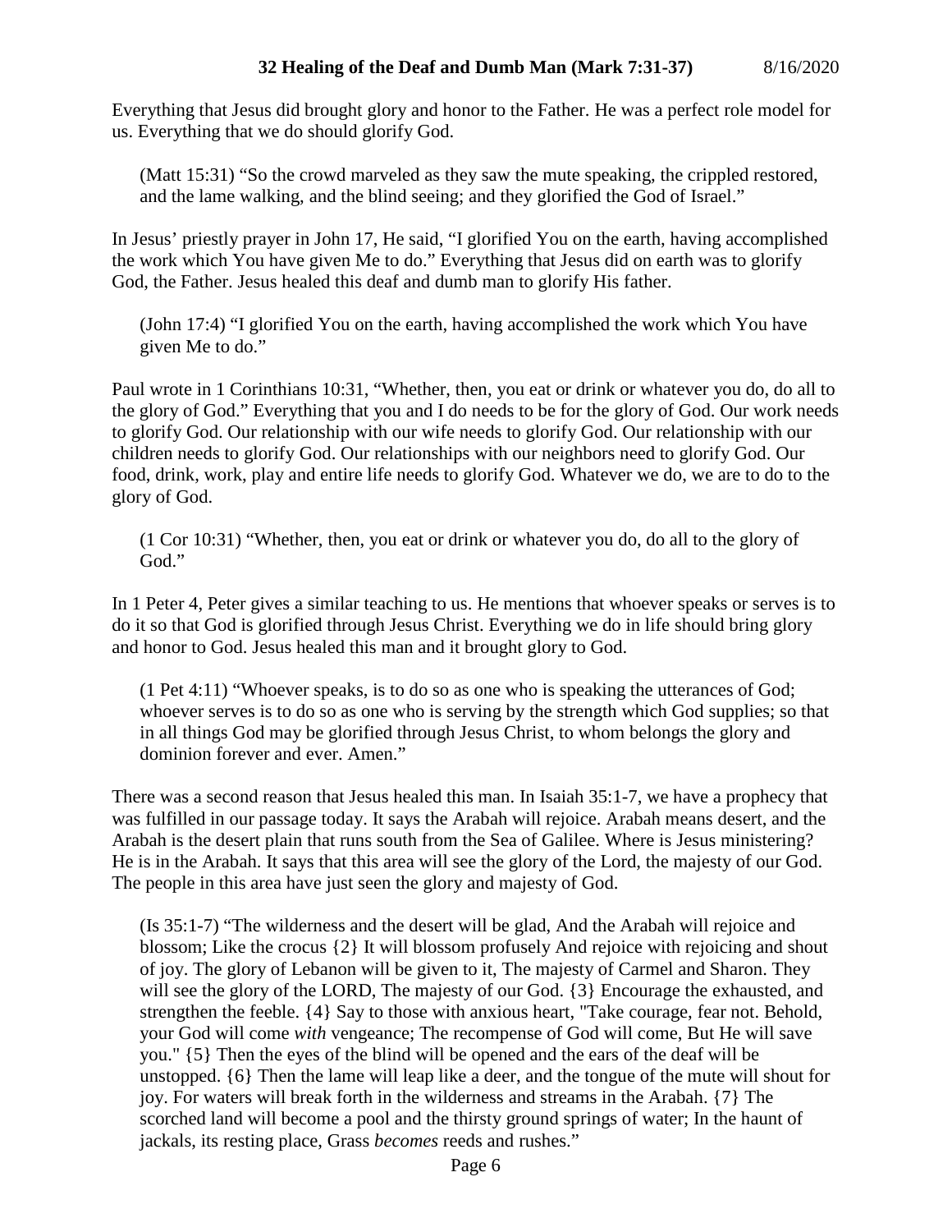Everything that Jesus did brought glory and honor to the Father. He was a perfect role model for us. Everything that we do should glorify God.

> (Matt 15:31) "So the crowd marveled as they saw the mute speaking, the crippled restored, and the lame walking, and the blind seeing; and they glorified the God of Israel."

In Jesus' priestly prayer in John 17, He said, "I glorified You on the earth, having accomplished the work which You have given Me to do." Everything that Jesus did on earth was to glorify God, the Father. Jesus healed this deaf and dumb man to glorify His father.

> (John 17:4) "I glorified You on the earth, having accomplished the work which You have given Me to do."

Paul wrote in 1 Corinthians 10:31, "Whether, then, you eat or drink or whatever you do, do all to the glory of God." Everything that you and I do needs to be for the glory of God. Our work needs to glorify God. Our relationship with our wife needs to glorify God. Our relationship with our children needs to glorify God. Our relationships with our neighbors need to glorify God. Our food, drink, work, play and entire life needs to glorify God. Whatever we do, we are to do to the glory of God.

> (1 Cor 10:31) "Whether, then, you eat or drink or whatever you do, do all to the glory of God."

In 1 Peter 4, Peter gives a similar teaching to us. He mentions that whoever speaks or serves is to do it so that God is glorified through Jesus Christ. Everything we do in life should bring glory and honor to God. Jesus healed this man and it brought glory to God.

> (1 Pet 4:11) "Whoever speaks, is to do so as one who is speaking the utterances of God; whoever serves is to do so as one who is serving by the strength which God supplies; so that in all things God may be glorified through Jesus Christ, to whom belongs the glory and dominion forever and ever. Amen."

There was a second reason that Jesus healed this man. In Isaiah 35:1-7, we have a prophecy that was fulfilled in our passage today. It says the Arabah will rejoice. Arabah means desert, and the Arabah is the desert plain that runs south from the Sea of Galilee. Where is Jesus ministering? He is in the Arabah. It says that this area will see the glory of the Lord, the majesty of our God. The people in this area have just seen the glory and majesty of God.

> (Is 35:1-7) "The wilderness and the desert will be glad, And the Arabah will rejoice and blossom; Like the crocus {2} It will blossom profusely And rejoice with rejoicing and shout of joy. The glory of Lebanon will be given to it, The majesty of Carmel and Sharon. They will see the glory of the LORD, The majesty of our God. {3} Encourage the exhausted, and strengthen the feeble. {4} Say to those with anxious heart, "Take courage, fear not. Behold, your God will come *with* vengeance; The recompense of God will come, But He will save you." {5} Then the eyes of the blind will be opened and the ears of the deaf will be unstopped. {6} Then the lame will leap like a deer, and the tongue of the mute will shout for joy. For waters will break forth in the wilderness and streams in the Arabah. {7} The scorched land will become a pool and the thirsty ground springs of water; In the haunt of jackals, its resting place, Grass *becomes* reeds and rushes."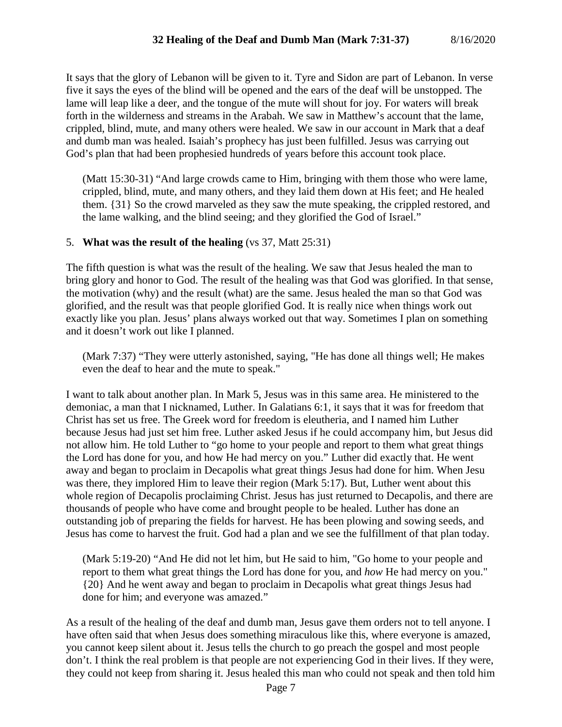It says that the glory of Lebanon will be given to it. Tyre and Sidon are part of Lebanon. In verse five it says the eyes of the blind will be opened and the ears of the deaf will be unstopped. The lame will leap like a deer, and the tongue of the mute will shout for joy. For waters will break forth in the wilderness and streams in the Arabah. We saw in Matthew's account that the lame, crippled, blind, mute, and many others were healed. We saw in our account in Mark that a deaf and dumb man was healed. Isaiah's prophecy has just been fulfilled. Jesus was carrying out God's plan that had been prophesied hundreds of years before this account took place.

> (Matt 15:30-31) "And large crowds came to Him, bringing with them those who were lame, crippled, blind, mute, and many others, and they laid them down at His feet; and He healed them. {31} So the crowd marveled as they saw the mute speaking, the crippled restored, and the lame walking, and the blind seeing; and they glorified the God of Israel."

5. **What was the result of the healing** (vs 37, Matt 25:31)

The fifth question is what was the result of the healing. We saw that Jesus healed the man to bring glory and honor to God. The result of the healing was that God was glorified. In that sense, the motivation (why) and the result (what) are the same. Jesus healed the man so that God was glorified, and the result was that people glorified God. It is really nice when things work out exactly like you plan. Jesus' plans always worked out that way. Sometimes I plan on something and it doesn't work out like I planned.

> (Mark 7:37) "They were utterly astonished, saying, "He has done all things well; He makes even the deaf to hear and the mute to speak."

I want to talk about another plan. In Mark 5, Jesus was in this same area. He ministered to the demoniac, a man that I nicknamed, Luther. In Galatians 6:1, it says that it was for freedom that Christ has set us free. The Greek word for freedom is eleutheria, and I named him Luther because Jesus had just set him free. Luther asked Jesus if he could accompany him, but Jesus did not allow him. He told Luther to "go home to your people and report to them what great things the Lord has done for you, and how He had mercy on you." Luther did exactly that. He went away and began to proclaim in Decapolis what great things Jesus had done for him. When Jesu was there, they implored Him to leave their region (Mark 5:17). But, Luther went about this whole region of Decapolis proclaiming Christ. Jesus has just returned to Decapolis, and there are thousands of people who have come and brought people to be healed. Luther has done an outstanding job of preparing the fields for harvest. He has been plowing and sowing seeds, and Jesus has come to harvest the fruit. God had a plan and we see the fulfillment of that plan today.

> (Mark 5:19-20) "And He did not let him, but He said to him, "Go home to your people and report to them what great things the Lord has done for you, and *how* He had mercy on you." {20} And he went away and began to proclaim in Decapolis what great things Jesus had done for him; and everyone was amazed."

As a result of the healing of the deaf and dumb man, Jesus gave them orders not to tell anyone. I have often said that when Jesus does something miraculous like this, where everyone is amazed, you cannot keep silent about it. Jesus tells the church to go preach the gospel and most people don't. I think the real problem is that people are not experiencing God in their lives. If they were, they could not keep from sharing it. Jesus healed this man who could not speak and then told him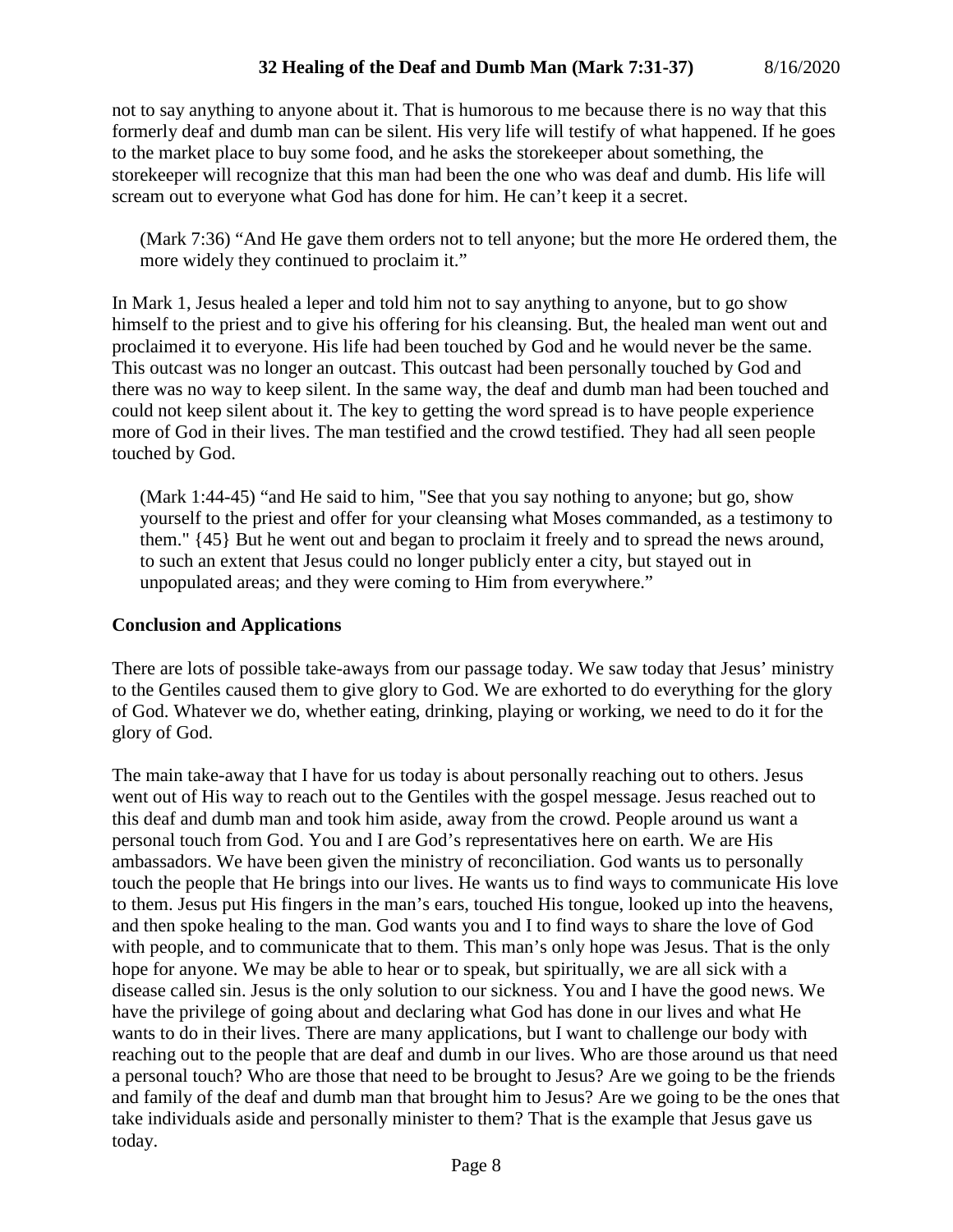not to say anything to anyone about it. That is humorous to me because there is no way that this formerly deaf and dumb man can be silent. His very life will testify of what happened. If he goes to the market place to buy some food, and he asks the storekeeper about something, the storekeeper will recognize that this man had been the one who was deaf and dumb. His life will scream out to everyone what God has done for him. He can't keep it a secret.

> (Mark 7:36) "And He gave them orders not to tell anyone; but the more He ordered them, the more widely they continued to proclaim it."

In Mark 1, Jesus healed a leper and told him not to say anything to anyone, but to go show himself to the priest and to give his offering for his cleansing. But, the healed man went out and proclaimed it to everyone. His life had been touched by God and he would never be the same. This outcast was no longer an outcast. This outcast had been personally touched by God and there was no way to keep silent. In the same way, the deaf and dumb man had been touched and could not keep silent about it. The key to getting the word spread is to have people experience more of God in their lives. The man testified and the crowd testified. They had all seen people touched by God.

> (Mark 1:44-45) "and He said to him, "See that you say nothing to anyone; but go, show yourself to the priest and offer for your cleansing what Moses commanded, as a testimony to them." {45} But he went out and began to proclaim it freely and to spread the news around, to such an extent that Jesus could no longer publicly enter a city, but stayed out in unpopulated areas; and they were coming to Him from everywhere."

**Conclusion and Applications**

There are lots of possible take-aways from our passage today. We saw today that Jesus' ministry to the Gentiles caused them to give glory to God. We are exhorted to do everything for the glory of God. Whatever we do, whether eating, drinking, playing or working, we need to do it for the glory of God.

The main take-away that I have for us today is about personally reaching out to others. Jesus went out of His way to reach out to the Gentiles with the gospel message. Jesus reached out to this deaf and dumb man and took him aside, away from the crowd. People around us want a personal touch from God. You and I are God's representatives here on earth. We are His ambassadors. We have been given the ministry of reconciliation. God wants us to personally touch the people that He brings into our lives. He wants us to find ways to communicate His love to them. Jesus put His fingers in the man's ears, touched His tongue, looked up into the heavens, and then spoke healing to the man. God wants you and I to find ways to share the love of God with people, and to communicate that to them. This man's only hope was Jesus. That is the only hope for anyone. We may be able to hear or to speak, but spiritually, we are all sick with a disease called sin. Jesus is the only solution to our sickness. You and I have the good news. We have the privilege of going about and declaring what God has done in our lives and what He wants to do in their lives. There are many applications, but I want to challenge our body with reaching out to the people that are deaf and dumb in our lives. Who are those around us that need a personal touch? Who are those that need to be brought to Jesus? Are we going to be the friends and family of the deaf and dumb man that brought him to Jesus? Are we going to be the ones that take individuals aside and personally minister to them? That is the example that Jesus gave us today.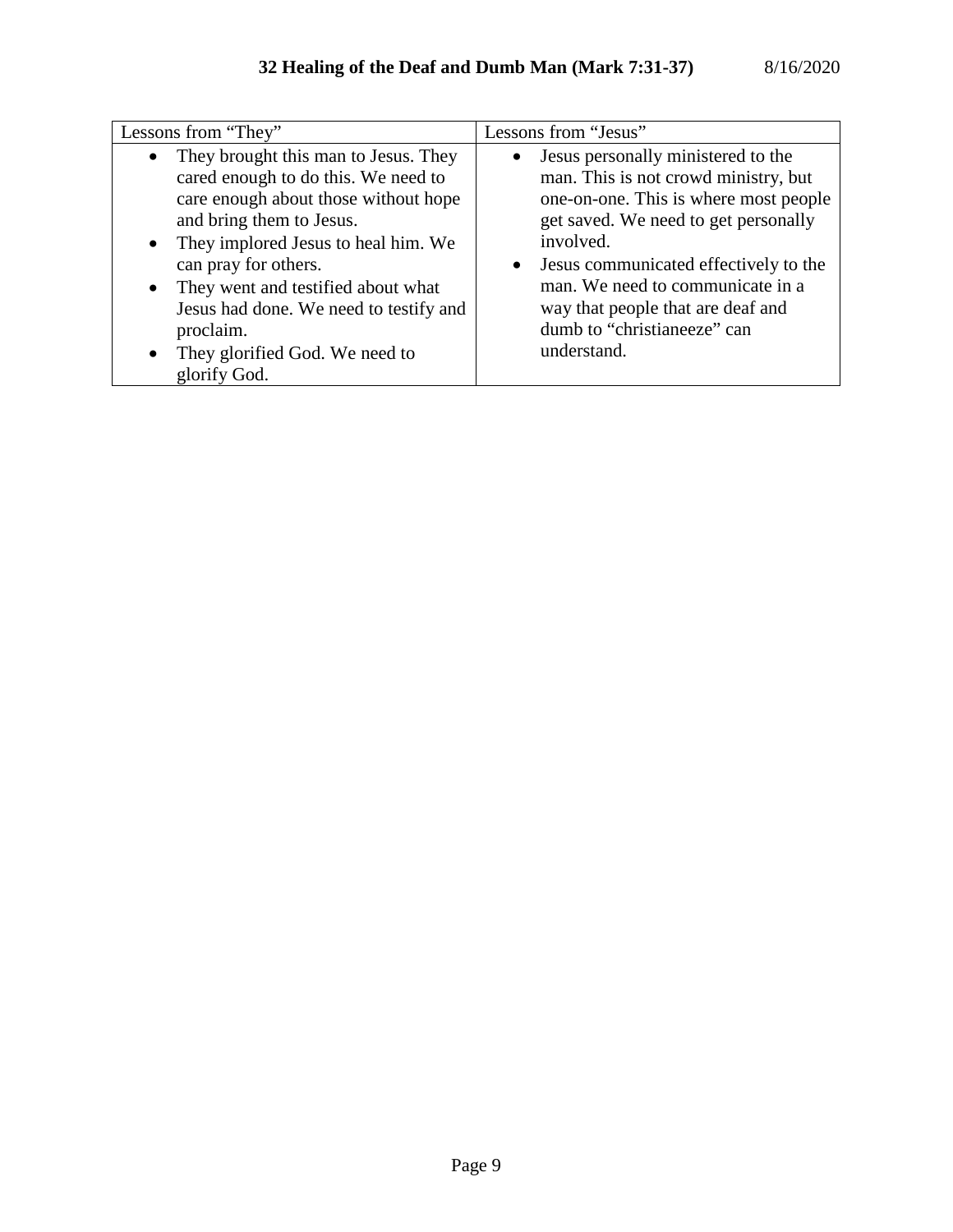| Lessons from "They" | Lessons from "Jesus" |
|---|---|
| • They brought this man to Jesus. They cared enough to do this. We need to care enough about those without hope and bring them to Jesus.<br>• They implored Jesus to heal him. We can pray for others.<br>• They went and testified about what Jesus had done. We need to testify and proclaim.<br>• They glorified God. We need to glorify God. | • Jesus personally ministered to the man. This is not crowd ministry, but one-on-one. This is where most people get saved. We need to get personally involved.<br>• Jesus communicated effectively to the man. We need to communicate in a way that people that are deaf and dumb to "christianeeze" can understand. |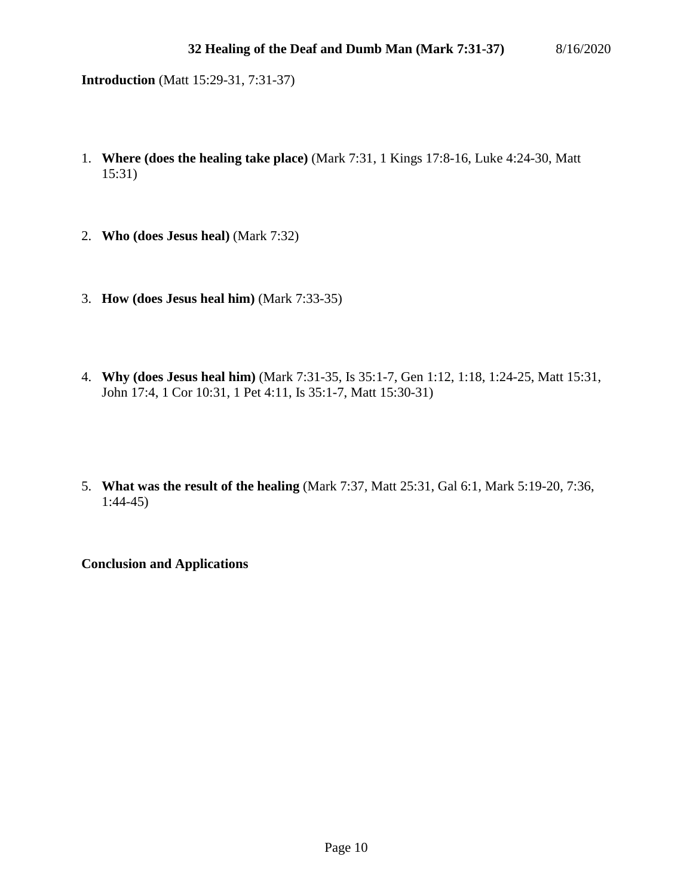**32 Healing of the Deaf and Dumb Man (Mark 7:31-37)** 8/16/2020

**Introduction** (Matt 15:29-31, 7:31-37)

1. **Where (does the healing take place)** (Mark 7:31, 1 Kings 17:8-16, Luke 4:24-30, Matt 15:31)

2. **Who (does Jesus heal)** (Mark 7:32)

3. **How (does Jesus heal him)** (Mark 7:33-35)

4. **Why (does Jesus heal him)** (Mark 7:31-35, Is 35:1-7, Gen 1:12, 1:18, 1:24-25, Matt 15:31, John 17:4, 1 Cor 10:31, 1 Pet 4:11, Is 35:1-7, Matt 15:30-31)

5. **What was the result of the healing** (Mark 7:37, Matt 25:31, Gal 6:1, Mark 5:19-20, 7:36, 1:44-45)

**Conclusion and Applications**